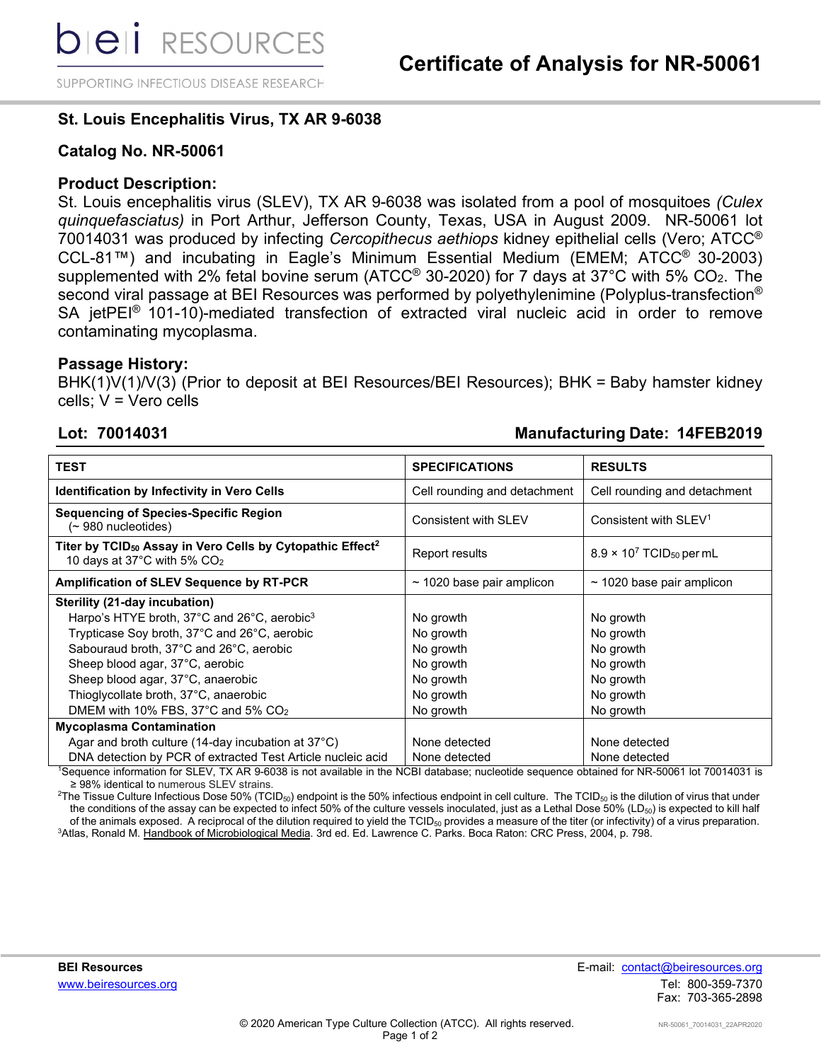bei RESOURCES

SUPPORTING INFECTIOUS DISEASE RESEARCH

# Certificate of Analysis for NR-50061

## St. Louis Encephalitis Virus, TX AR 9-6038

## Catalog No. NR-50061

### Product Description:

St. Louis encephalitis virus (SLEV), TX AR 9-6038 was isolated from a pool of mosquitoes *(Culex quinquefasciatus)* in Port Arthur, Jefferson County, Texas, USA in August 2009. NR-50061 lot 70014031 was produced by infecting *Cercopithecus aethiops* kidney epithelial cells (Vero; ATCC® CCL-81™) and incubating in Eagle's Minimum Essential Medium (EMEM; ATCC® 30-2003) supplemented with 2% fetal bovine serum (ATCC® 30-2020) for 7 days at 37°C with 5% $CO_2$. The second viral passage at BEI Resources was performed by polyethylenimine (Polyplus-transfection® SA jetPEI® 101-10)-mediated transfection of extracted viral nucleic acid in order to remove contaminating mycoplasma.

### Passage History:

BHK(1)V(1)/V(3) (Prior to deposit at BEI Resources/BEI Resources); BHK = Baby hamster kidney cells; V = Vero cells

**Lot: 70014031** | **Manufacturing Date: 14FEB2019**

| TEST | SPECIFICATIONS | RESULTS |
|---|---|---|
| **Identification by Infectivity in Vero Cells** | Cell rounding and detachment | Cell rounding and detachment |
| **Sequencing of Species-Specific Region** (~ 980 nucleotides) | Consistent with SLEV | Consistent with SLEV[1] |
| **Titer by $TCID_{50}$ Assay in Vero Cells by Cytopathic Effect[2]** 10 days at 37°C with 5% $CO_2$ | Report results | $8.9 \times 10^7$ $TCID_{50}$ per mL |
| **Amplification of SLEV Sequence by RT-PCR** | ~ 1020 base pair amplicon | ~ 1020 base pair amplicon |
| **Sterility (21-day incubation)** | | |
| Harpo's HTYE broth, 37°C and 26°C, aerobic[3] | No growth | No growth |
| Trypticase Soy broth, 37°C and 26°C, aerobic | No growth | No growth |
| Sabouraud broth, 37°C and 26°C, aerobic | No growth | No growth |
| Sheep blood agar, 37°C, aerobic | No growth | No growth |
| Sheep blood agar, 37°C, anaerobic | No growth | No growth |
| Thioglycollate broth, 37°C, anaerobic | No growth | No growth |
| DMEM with 10% FBS, 37°C and 5% $CO_2$ | No growth | No growth |
| **Mycoplasma Contamination** | | |
| Agar and broth culture (14-day incubation at 37°C) | None detected | None detected |
| DNA detection by PCR of extracted Test Article nucleic acid | None detected | None detected |

[1]Sequence information for SLEV, TX AR 9-6038 is not available in the NCBI database; nucleotide sequence obtained for NR-50061 lot 70014031 is ≥ 98% identical to numerous SLEV strains.

[2]The Tissue Culture Infectious Dose 50% ($TCID_{50}$) endpoint is the 50% infectious endpoint in cell culture. The $TCID_{50}$ is the dilution of virus that under the conditions of the assay can be expected to infect 50% of the culture vessels inoculated, just as a Lethal Dose 50% ($LD_{50}$) is expected to kill half of the animals exposed. A reciprocal of the dilution required to yield the $TCID_{50}$ provides a measure of the titer (or infectivity) of a virus preparation.

[3]Atlas, Ronald M. Handbook of Microbiological Media. 3rd ed. Ed. Lawrence C. Parks. Boca Raton: CRC Press, 2004, p. 798.

**BEI Resources**
www.beiresources.org

E-mail: contact@beiresources.org
Tel: 800-359-7370
Fax: 703-365-2898

© 2020 American Type Culture Collection (ATCC). All rights reserved.

NR-50061_70014031_22APR2020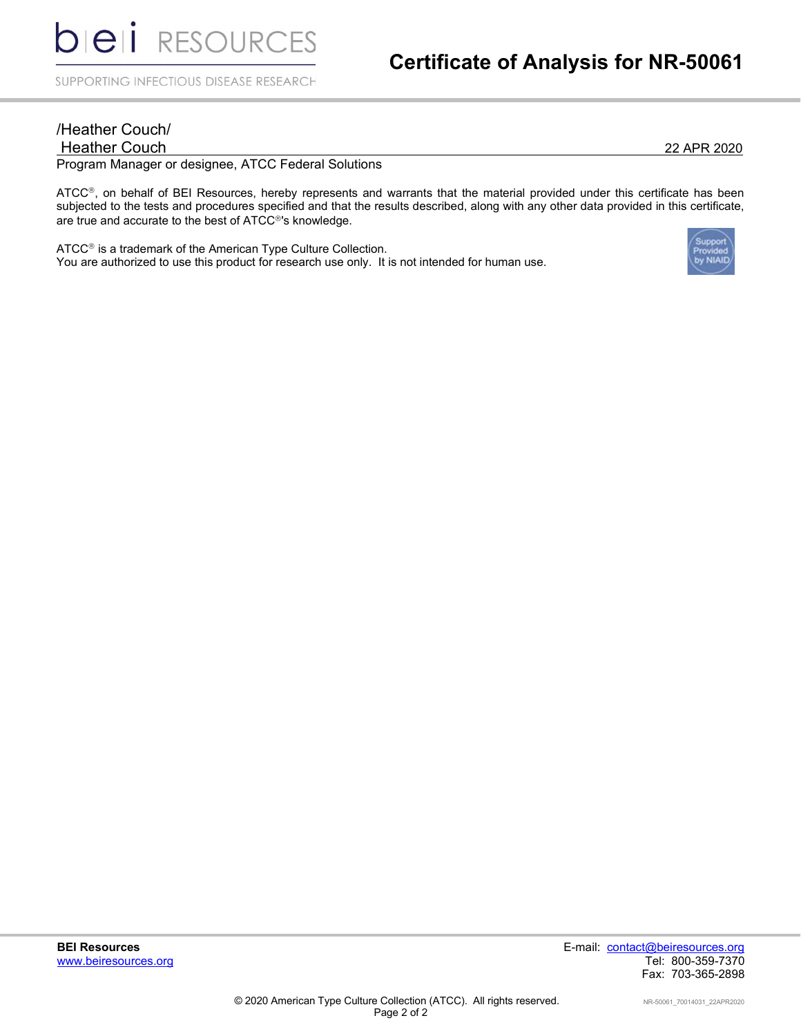/Heather Couch/
Heather Couch 22 APR 2020

Program Manager or designee, ATCC Federal Solutions

ATCC®, on behalf of BEI Resources, hereby represents and warrants that the material provided under this certificate has been subjected to the tests and procedures specified and that the results described, along with any other data provided in this certificate, are true and accurate to the best of ATCC®'s knowledge.

ATCC® is a trademark of the American Type Culture Collection.
You are authorized to use this product for research use only. It is not intended for human use.

**BEI Resources**
www.beiresources.org

E-mail: contact@beiresources.org
Tel: 800-359-7370
Fax: 703-365-2898

© 2020 American Type Culture Collection (ATCC). All rights reserved.

NR-50061_70014031_22APR2020